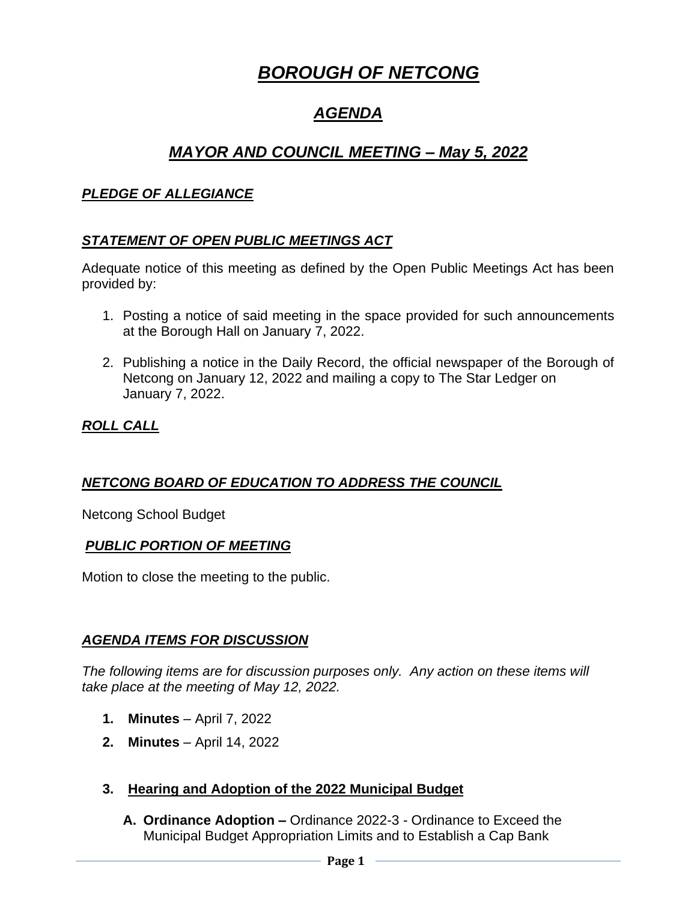# ***BOROUGH OF NETCONG***

## ***AGENDA***

## ***MAYOR AND COUNCIL MEETING – May 5, 2022***

### ***PLEDGE OF ALLEGIANCE***

### ***STATEMENT OF OPEN PUBLIC MEETINGS ACT***

Adequate notice of this meeting as defined by the Open Public Meetings Act has been provided by:

1. Posting a notice of said meeting in the space provided for such announcements at the Borough Hall on January 7, 2022.

2. Publishing a notice in the Daily Record, the official newspaper of the Borough of Netcong on January 12, 2022 and mailing a copy to The Star Ledger on January 7, 2022.

### ***ROLL CALL***

### ***NETCONG BOARD OF EDUCATION TO ADDRESS THE COUNCIL***

Netcong School Budget

### ***PUBLIC PORTION OF MEETING***

Motion to close the meeting to the public.

### ***AGENDA ITEMS FOR DISCUSSION***

*The following items are for discussion purposes only. Any action on these items will take place at the meeting of May 12, 2022.*

1. **Minutes** – April 7, 2022
2. **Minutes** – April 14, 2022

3. **Hearing and Adoption of the 2022 Municipal Budget**

   A. **Ordinance Adoption –** Ordinance 2022-3 - Ordinance to Exceed the Municipal Budget Appropriation Limits and to Establish a Cap Bank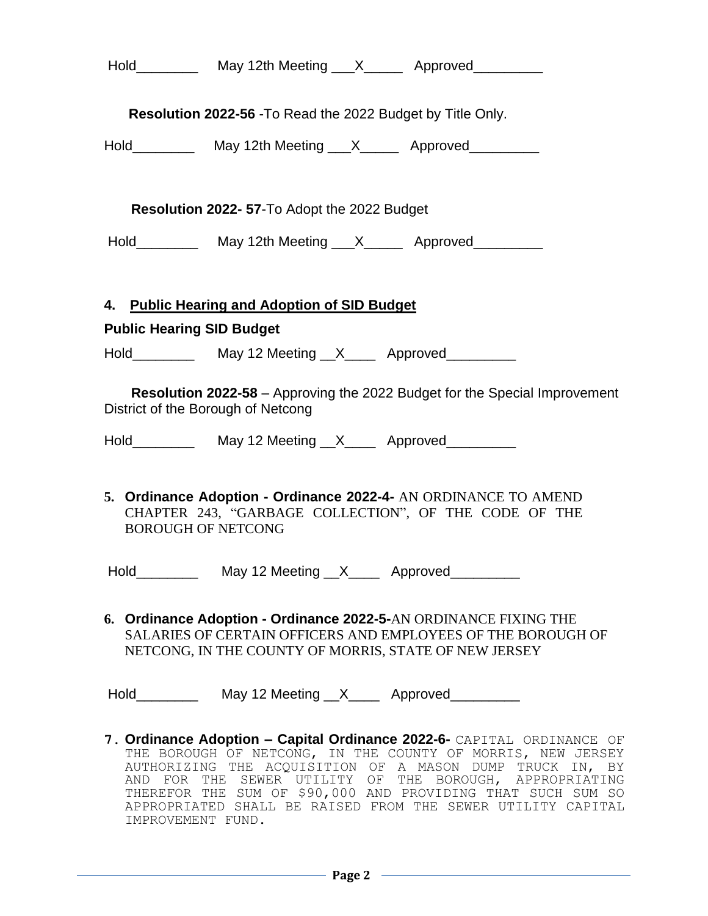Hold________ May 12th Meeting ___X_____ Approved_________

**Resolution 2022-56** -To Read the 2022 Budget by Title Only.

Hold________ May 12th Meeting ___X_____ Approved_________

**Resolution 2022- 57**-To Adopt the 2022 Budget

Hold________ May 12th Meeting ___X_____ Approved_________

**4. Public Hearing and Adoption of SID Budget**

**Public Hearing SID Budget**

Hold________ May 12 Meeting __X____ Approved_________

**Resolution 2022-58** – Approving the 2022 Budget for the Special Improvement District of the Borough of Netcong

Hold________ May 12 Meeting __X____ Approved_________

**5. Ordinance Adoption - Ordinance 2022-4-** AN ORDINANCE TO AMEND CHAPTER 243, "GARBAGE COLLECTION", OF THE CODE OF THE BOROUGH OF NETCONG

Hold________ May 12 Meeting __X____ Approved_________

**6. Ordinance Adoption - Ordinance 2022-5-**AN ORDINANCE FIXING THE SALARIES OF CERTAIN OFFICERS AND EMPLOYEES OF THE BOROUGH OF NETCONG, IN THE COUNTY OF MORRIS, STATE OF NEW JERSEY

Hold________ May 12 Meeting __X____ Approved_________

**7. Ordinance Adoption – Capital Ordinance 2022-6-** CAPITAL ORDINANCE OF THE BOROUGH OF NETCONG, IN THE COUNTY OF MORRIS, NEW JERSEY AUTHORIZING THE ACQUISITION OF A MASON DUMP TRUCK IN, BY AND FOR THE SEWER UTILITY OF THE BOROUGH, APPROPRIATING THEREFOR THE SUM OF $90,000 AND PROVIDING THAT SUCH SUM SO APPROPRIATED SHALL BE RAISED FROM THE SEWER UTILITY CAPITAL IMPROVEMENT FUND.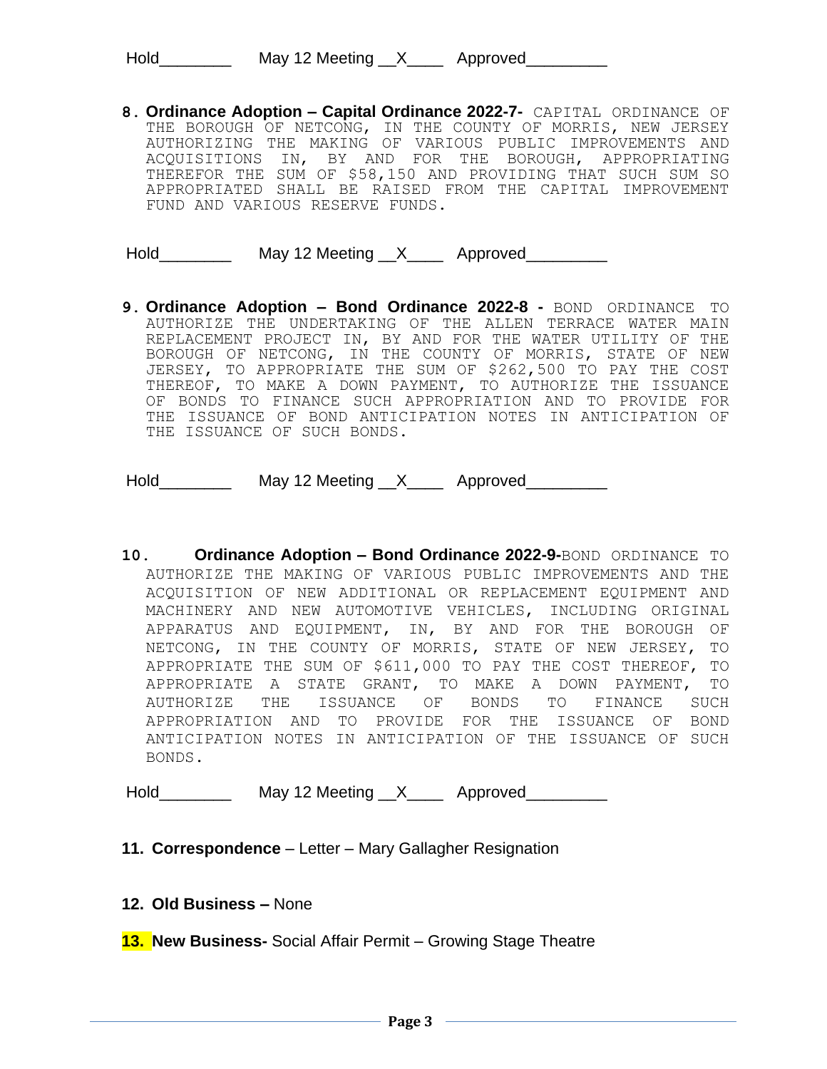Hold________ May 12 Meeting __X____ Approved_________

8. **Ordinance Adoption – Capital Ordinance 2022-7-** CAPITAL ORDINANCE OF THE BOROUGH OF NETCONG, IN THE COUNTY OF MORRIS, NEW JERSEY AUTHORIZING THE MAKING OF VARIOUS PUBLIC IMPROVEMENTS AND ACQUISITIONS IN, BY AND FOR THE BOROUGH, APPROPRIATING THEREFOR THE SUM OF $58,150 AND PROVIDING THAT SUCH SUM SO APPROPRIATED SHALL BE RAISED FROM THE CAPITAL IMPROVEMENT FUND AND VARIOUS RESERVE FUNDS.

Hold________ May 12 Meeting __X____ Approved_________

9. **Ordinance Adoption – Bond Ordinance 2022-8 -** BOND ORDINANCE TO AUTHORIZE THE UNDERTAKING OF THE ALLEN TERRACE WATER MAIN REPLACEMENT PROJECT IN, BY AND FOR THE WATER UTILITY OF THE BOROUGH OF NETCONG, IN THE COUNTY OF MORRIS, STATE OF NEW JERSEY, TO APPROPRIATE THE SUM OF $262,500 TO PAY THE COST THEREOF, TO MAKE A DOWN PAYMENT, TO AUTHORIZE THE ISSUANCE OF BONDS TO FINANCE SUCH APPROPRIATION AND TO PROVIDE FOR THE ISSUANCE OF BOND ANTICIPATION NOTES IN ANTICIPATION OF THE ISSUANCE OF SUCH BONDS.

Hold________ May 12 Meeting __X____ Approved_________

10. **Ordinance Adoption – Bond Ordinance 2022-9-**BOND ORDINANCE TO AUTHORIZE THE MAKING OF VARIOUS PUBLIC IMPROVEMENTS AND THE ACQUISITION OF NEW ADDITIONAL OR REPLACEMENT EQUIPMENT AND MACHINERY AND NEW AUTOMOTIVE VEHICLES, INCLUDING ORIGINAL APPARATUS AND EQUIPMENT, IN, BY AND FOR THE BOROUGH OF NETCONG, IN THE COUNTY OF MORRIS, STATE OF NEW JERSEY, TO APPROPRIATE THE SUM OF $611,000 TO PAY THE COST THEREOF, TO APPROPRIATE A STATE GRANT, TO MAKE A DOWN PAYMENT, TO AUTHORIZE THE ISSUANCE OF BONDS TO FINANCE SUCH APPROPRIATION AND TO PROVIDE FOR THE ISSUANCE OF BOND ANTICIPATION NOTES IN ANTICIPATION OF THE ISSUANCE OF SUCH BONDS.

Hold________ May 12 Meeting __X____ Approved_________

11. **Correspondence** – Letter – Mary Gallagher Resignation

12. **Old Business –** None

13. **New Business-** Social Affair Permit – Growing Stage Theatre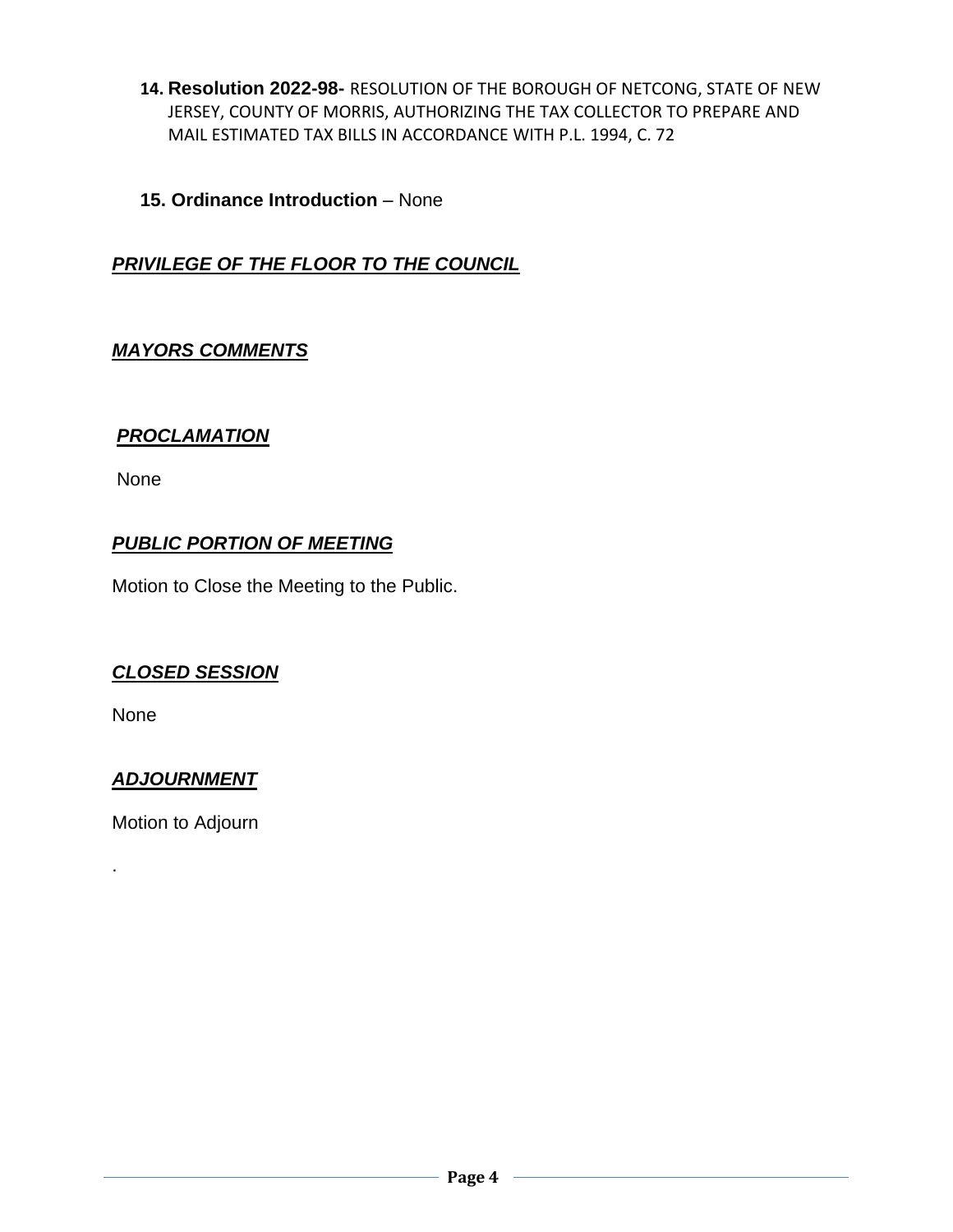14. **Resolution 2022-98-** RESOLUTION OF THE BOROUGH OF NETCONG, STATE OF NEW JERSEY, COUNTY OF MORRIS, AUTHORIZING THE TAX COLLECTOR TO PREPARE AND MAIL ESTIMATED TAX BILLS IN ACCORDANCE WITH P.L. 1994, C. 72

15. **Ordinance Introduction** – None

***PRIVILEGE OF THE FLOOR TO THE COUNCIL***

***MAYORS COMMENTS***

***PROCLAMATION***

None

***PUBLIC PORTION OF MEETING***

Motion to Close the Meeting to the Public.

***CLOSED SESSION***

None

***ADJOURNMENT***

Motion to Adjourn

.